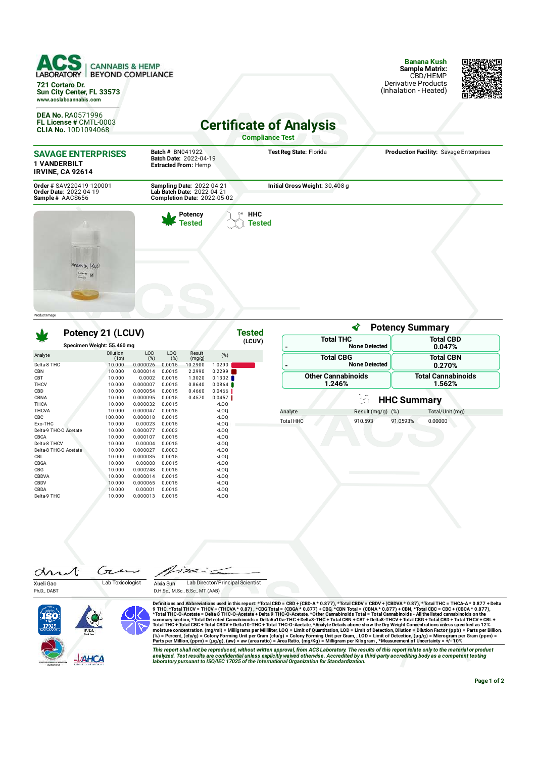**ACS LABORATORY** | CANNABIS & HEMP BEYOND COMPLIANCE

721 Cortaro Dr.
Sun City Center, FL 33573
www.acslabcannabis.com

**DEA No.** RA0571996
**FL License #** CMTL-0003
**CLIA No.** 10D1094068

**Banana Kush**
**Sample Matrix:**
CBD/HEMP
Derivative Products
(Inhalation - Heated)

# Certificate of Analysis

**Compliance Test**

## SAVAGE ENTERPRISES

**1 VANDERBILT**
**IRVINE, CA 92614**

**Batch #** BN041922
**Batch Date:** 2022-04-19
**Extracted From:** Hemp

**Test Reg State:** Florida

**Production Facility:** Savage Enterprises

**Order #** SAV220419-120001
**Order Date:** 2022-04-19
**Sample #** AACS656

**Sampling Date:** 2022-04-21
**Lab Batch Date:** 2022-04-21
**Completion Date:** 2022-05-02

**Initial Gross Weight:** 30.408 g

Product Image

**Potency** Tested

**HHC** Tested

## Potency 21 (LCUV) — Tested (LCUV)

**Specimen Weight: 55.460 mg**

| Analyte | Dilution (1:n) | LOD (%) | LOQ (%) | Result (mg/g) | (%) |
|---|---|---|---|---|---|
| Delta-8 THC | 10.000 | 0.000026 | 0.0015 | 10.2900 | 1.0290 |
| CBN | 10.000 | 0.000014 | 0.0015 | 2.2990 | 0.2299 |
| CBT | 10.000 | 0.0002 | 0.0015 | 1.3020 | 0.1302 |
| THCV | 10.000 | 0.000007 | 0.0015 | 0.8640 | 0.0864 |
| CBD | 10.000 | 0.000054 | 0.0015 | 0.4660 | 0.0466 |
| CBNA | 10.000 | 0.000095 | 0.0015 | 0.4570 | 0.0457 |
| THCA | 10.000 | 0.000032 | 0.0015 | | <LOQ |
| THCVA | 10.000 | 0.000047 | 0.0015 | | <LOQ |
| CBC | 100.000 | 0.000018 | 0.0015 | | <LOQ |
| Exo-THC | 10.000 | 0.00023 | 0.0015 | | <LOQ |
| Delta-9 THC-O Acetate | 10.000 | 0.000077 | 0.0003 | | <LOQ |
| CBCA | 10.000 | 0.000107 | 0.0015 | | <LOQ |
| Delta-8 THCV | 10.000 | 0.00004 | 0.0015 | | <LOQ |
| Delta-8 THC-O Acetate | 10.000 | 0.000027 | 0.0003 | | <LOQ |
| CBL | 10.000 | 0.000035 | 0.0015 | | <LOQ |
| CBGA | 10.000 | 0.00008 | 0.0015 | | <LOQ |
| CBG | 10.000 | 0.000248 | 0.0015 | | <LOQ |
| CBDVA | 10.000 | 0.000014 | 0.0015 | | <LOQ |
| CBDV | 10.000 | 0.000065 | 0.0015 | | <LOQ |
| CBDA | 10.000 | 0.00001 | 0.0015 | | <LOQ |
| Delta-9 THC | 10.000 | 0.000013 | 0.0015 | | <LOQ |

## Potency Summary

| Total THC | Total CBD |
|---|---|
| None Detected | 0.047% |

| Total CBG | Total CBN |
|---|---|
| None Detected | 0.270% |

| Other Cannabinoids | Total Cannabinoids |
|---|---|
| 1.246% | 1.562% |

## HHC Summary

| Analyte | Result (mg/g) | (%) | Total/Unit (mg) |
|---|---|---|---|
| Total HHC | 910.593 | 91.0593% | 0.00000 |

Xueli Gao, Ph.D., DABT — Lab Toxicologist

Aixia Sun, D.H.Sc., M.Sc., B.Sc., MT (AAB) — Lab Director/Principal Scientist

Definitions and Abbreviations used in this report: *Total CBD = CBD + (CBD-A * 0.877), *Total CBDV = CBDV + (CBDVA * 0.87), *Total THC = THCA-A * 0.877 + Delta 9 THC, *Total THCV = THCV + (THCVA * 0.87) , *CBG Total = (CBGA * 0.877) + CBG, *CBN Total = (CBNA * 0.877) + CBN, *Total CBC = CBC + (CBCA * 0.877), *Total THC-O-Acetate = Delta 8 THC-O-Acetate + Delta 9 THC-O-Acetate, *Other Cannabinoids Total = Total Cannabinoids - All the listed cannabinoids on the summary section, *Total Detected Cannabinoids = Delta6a10a-THC + Delta8-THC + Total CBN + CBT + Delta8-THCV + Total CBG + Total CBD + Total THCV + CBL + Total THC + Total CBC + Total CBDV + Delta10-THC + Total THC-O-Acetate, *Analyte Details above show the Dry Weight Concentrations unless specified as 12% moisture concentration. (mg/ml) = Milligrams per Milliliter, LOQ = Limit of Quantitation, LOD = Limit of Detection, Dilution = Dilution Factor (ppb) = Parts per Billion, (%) = Percent, (cfu/g) = Colony Forming Unit per Gram (cfu/g) = Colony Forming Unit per Gram, , LOD = Limit of Detection, (µg/g) = Microgram per Gram (ppm) = Parts per Million, (ppm) = (µg/g), (aw) = aw (area ratio) = Area Ratio, (mg/Kg) = Milligram per Kilogram , *Measurement of Uncertainty = +/- 10%

*This report shall not be reproduced, without written approval, from ACS Laboratory. The results of this report relate only to the material or product analyzed. Test results are confidential unless explicitly waived otherwise. Accredited by a third-party accrediting body as a competent testing laboratory pursuant to ISO/IEC 17025 of the International Organization for Standardization.*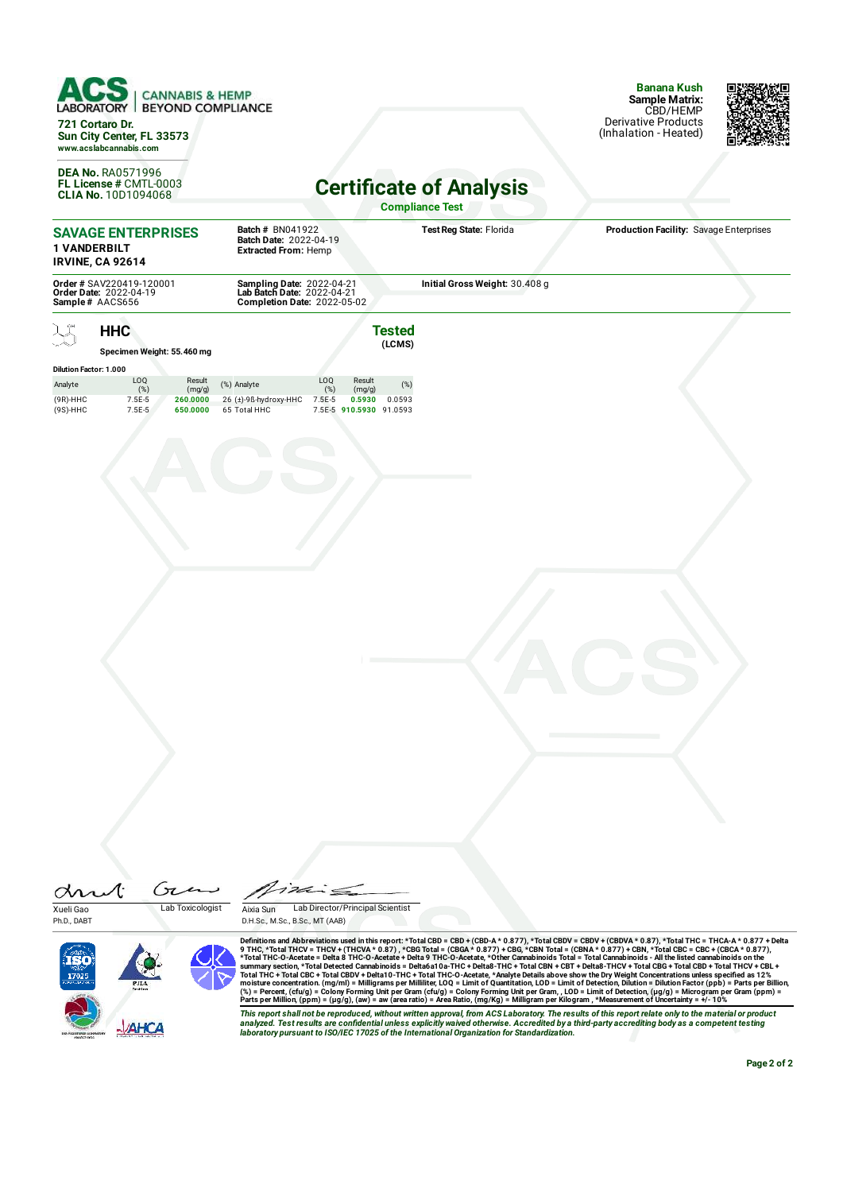**ACS LABORATORY** | CANNABIS & HEMP BEYOND COMPLIANCE

**721 Cortaro Dr.**
**Sun City Center, FL 33573**
**www.acslabcannabis.com**

**DEA No.** RA0571996
**FL License #** CMTL-0003
**CLIA No.** 10D1094068

**Banana Kush**
**Sample Matrix:**
CBD/HEMP
Derivative Products
(Inhalation - Heated)

# Certificate of Analysis

**Compliance Test**

## SAVAGE ENTERPRISES

**1 VANDERBILT**
**IRVINE, CA 92614**

**Batch #** BN041922
**Batch Date:** 2022-04-19
**Extracted From:** Hemp

**Test Reg State:** Florida

**Production Facility:** Savage Enterprises

**Order #** SAV220419-120001
**Order Date:** 2022-04-19
**Sample #** AACS656

**Sampling Date:** 2022-04-21
**Lab Batch Date:** 2022-04-21
**Completion Date:** 2022-05-02

**Initial Gross Weight:** 30.408 g

### HHC

**Tested** **(LCMS)**

**Specimen Weight:** 55.460 mg

**Dilution Factor: 1.000**

| Analyte | LOQ (%) | Result (mg/g) | (%) | Analyte | LOQ (%) | Result (mg/g) | (%) |
|---|---|---|---|---|---|---|---|
| (9R)-HHC | 7.5E-5 | **260.0000** | 26 | (±)-9ß-hydroxy-HHC | 7.5E-5 | **0.5930** | 0.0593 |
| (9S)-HHC | 7.5E-5 | **650.0000** | 65 | Total HHC | 7.5E-5 | **910.5930** | 91.0593 |

Xueli Gao — Lab Toxicologist
Ph.D., DABT

Aixia Sun — Lab Director/Principal Scientist
D.H.Sc., M.Sc., B.Sc., MT (AAB)

**Definitions and Abbreviations used in this report:** *Total CBD = CBD + (CBD-A * 0.877), *Total CBDV = CBDV + (CBDVA * 0.87), *Total THC = THCA-A * 0.877 + Delta 9 THC, *Total THCV = THCV + (THCVA * 0.87) , *CBG Total = (CBGA * 0.877) + CBG, *CBN Total = (CBNA * 0.877) + CBN, *Total CBC = CBC + (CBCA * 0.877), *Total THC-O-Acetate = Delta 8 THC-O-Acetate + Delta 9 THC-O-Acetate, *Other Cannabinoids Total = Total Cannabinoids - All the listed cannabinoids on the summary section, *Total Detected Cannabinoids = Delta6a10a-THC + Delta8-THC + Total CBN + CBT + Delta8-THCV + Total CBG + Total CBD + Total THCV + CBL + Total THC + Total CBC + Total CBDV + Delta10-THC + Total THC-O-Acetate, *Analyte Details above show the Dry Weight Concentrations unless specified as 12% moisture concentration. (mg/ml) = Milligrams per Milliliter, LOQ = Limit of Quantitation, LOD = Limit of Detection, Dilution = Dilution Factor (ppb) = Parts per Billion, (%) = Percent, (cfu/g) = Colony Forming Unit per Gram (cfu/g) = Colony Forming Unit per Gram, , LOD = Limit of Detection, (µg/g) = Microgram per Gram (ppm) = Parts per Million, (ppm) = (µg/g), (aw) = aw (area ratio) = Area Ratio, (mg/Kg) = Milligram per Kilogram , *Measurement of Uncertainty = +/- 10%

*This report shall not be reproduced, without written approval, from ACS Laboratory. The results of this report relate only to the material or product analyzed. Test results are confidential unless explicitly waived otherwise. Accredited by a third-party accrediting body as a competent testing laboratory pursuant to ISO/IEC 17025 of the International Organization for Standardization.*